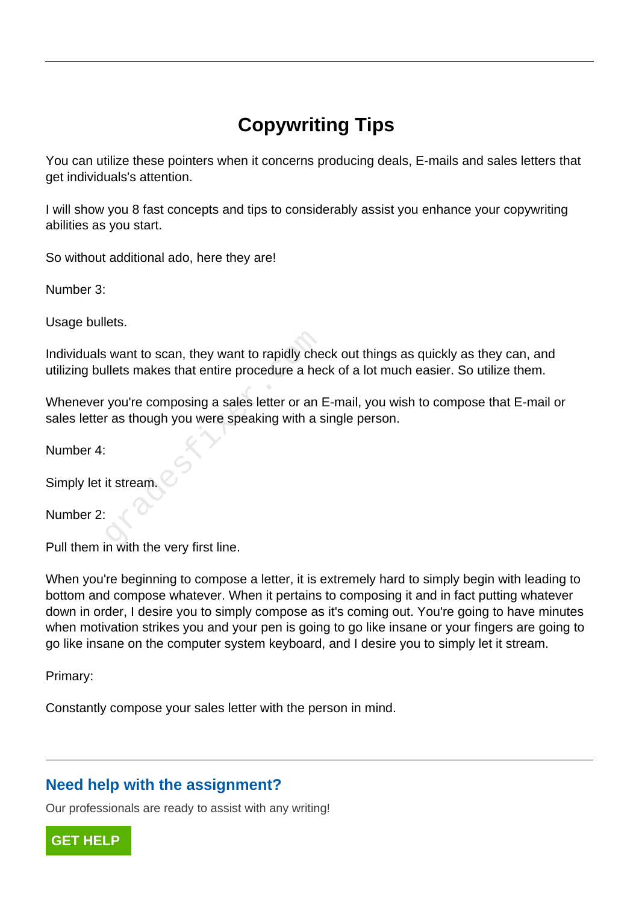# Copywriting Tips

You can utilize these pointers when it concerns producing deals, E-mails and sales letters that get individuals's attention.

I will show you 8 fast concepts and tips to considerably assist you enhance your copywriting abilities as you start.

So without additional ado, here they are!

Number 3:

Usage bullets.

Individuals want to scan, they want to rapidly check out things as quickly as they can, and utilizing bullets makes that entire procedure a heck of a lot much easier. So utilize them.

Whenever you're composing a sales letter or an E-mail, you wish to compose that E-mail or sales letter as though you were speaking with a single person.

Number 4:

Simply let it stream.

Number 2:

Pull them in with the very first line.

When you're beginning to compose a letter, it is extremely hard to simply begin with leading to bottom and compose whatever. When it pertains to composing it and in fact putting whatever down in order, I desire you to simply compose as it's coming out. You're going to have minutes when motivation strikes you and your pen is going to go like insane or your fingers are going to go like insane on the computer system keyboard, and I desire you to simply let it stream.

Primary:

Constantly compose your sales letter with the person in mind.

## Need help with the assignment?

Our professionals are ready to assist with any writing!

GET HELP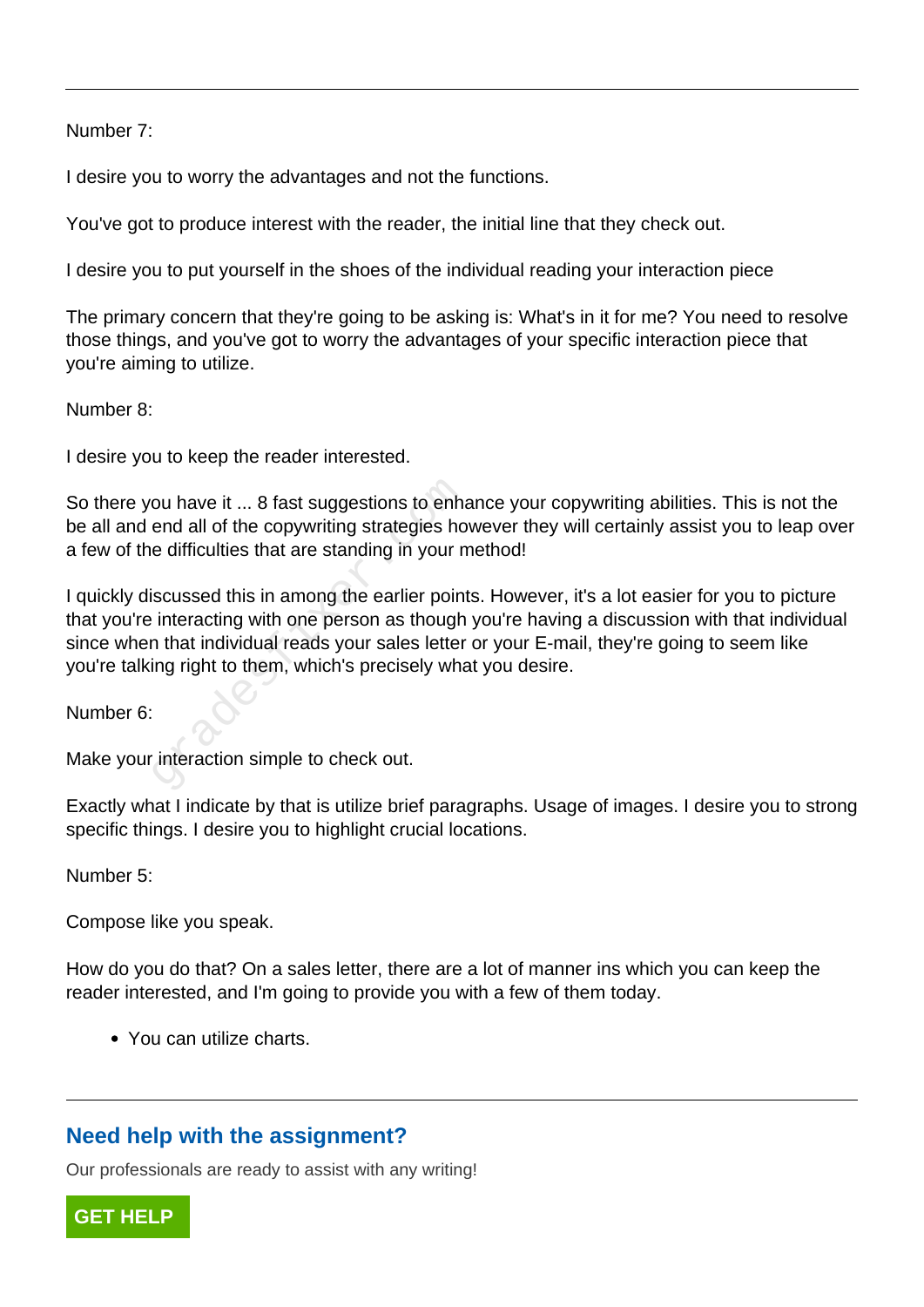Number 7:

I desire you to worry the advantages and not the functions.

You've got to produce interest with the reader, the initial line that they check out.

I desire you to put yourself in the shoes of the individual reading your interaction piece

The primary concern that they're going to be asking is: What's in it for me? You need to resolve those things, and you've got to worry the advantages of your specific interaction piece that you're aiming to utilize.

Number 8:

I desire you to keep the reader interested.

So there you have it ... 8 fast suggestions to enhance your copywriting abilities. This is not the be all and end all of the copywriting strategies however they will certainly assist you to leap over a few of the difficulties that are standing in your method!

I quickly discussed this in among the earlier points. However, it's a lot easier for you to picture that you're interacting with one person as though you're having a discussion with that individual since when that individual reads your sales letter or your E-mail, they're going to seem like you're talking right to them, which's precisely what you desire.

Number 6:

Make your interaction simple to check out.

Exactly what I indicate by that is utilize brief paragraphs. Usage of images. I desire you to strong specific things. I desire you to highlight crucial locations.

Number 5:

Compose like you speak.

How do you do that? On a sales letter, there are a lot of manner ins which you can keep the reader interested, and I'm going to provide you with a few of them today.

- You can utilize charts.

## Need help with the assignment?

Our professionals are ready to assist with any writing!

GET HELP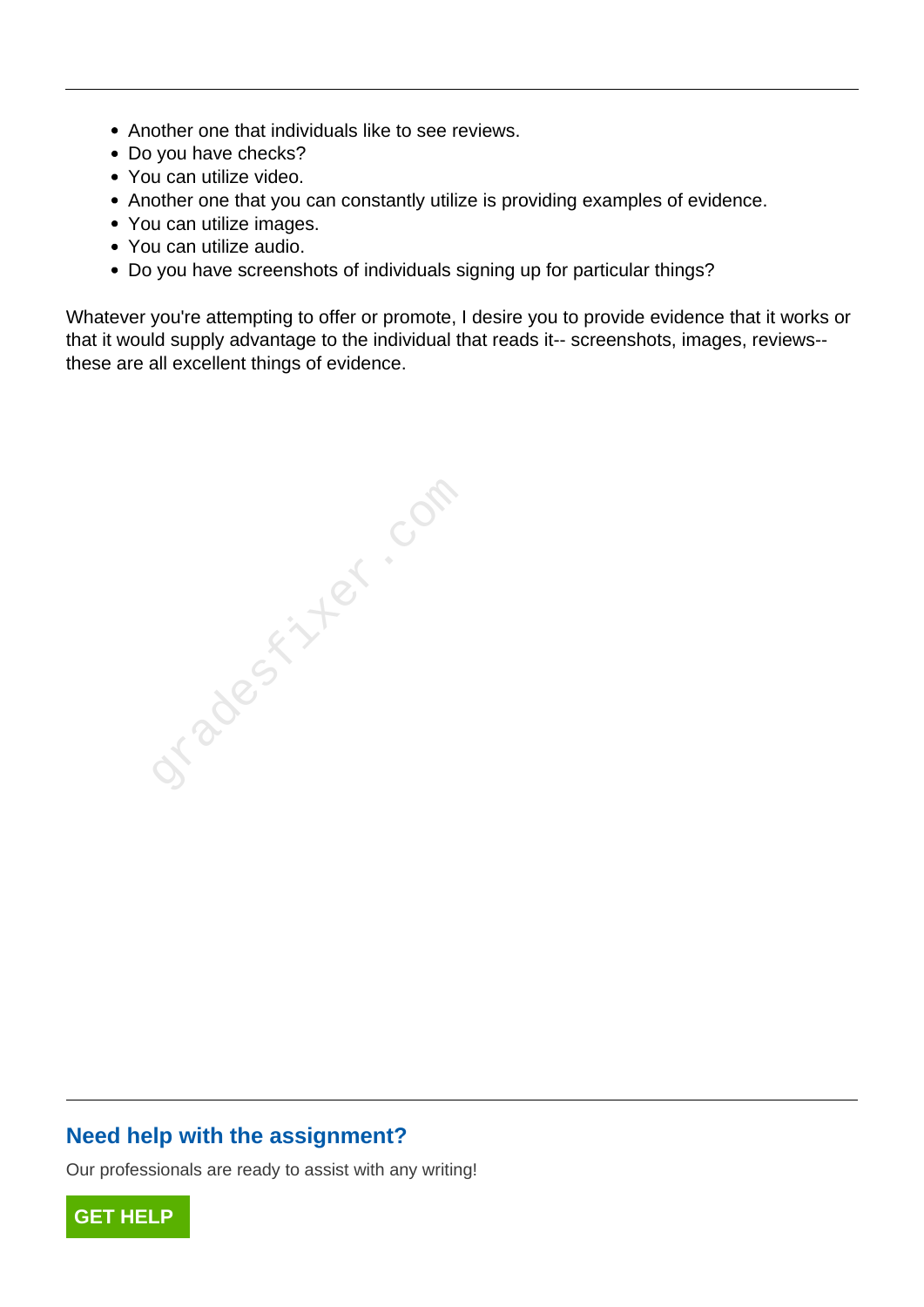- Another one that individuals like to see reviews.
- Do you have checks?
- You can utilize video.
- Another one that you can constantly utilize is providing examples of evidence.
- You can utilize images.
- You can utilize audio.
- Do you have screenshots of individuals signing up for particular things?

Whatever you're attempting to offer or promote, I desire you to provide evidence that it works or that it would supply advantage to the individual that reads it-- screenshots, images, reviews-- these are all excellent things of evidence.

## Need help with the assignment?

Our professionals are ready to assist with any writing!

**GET HELP**